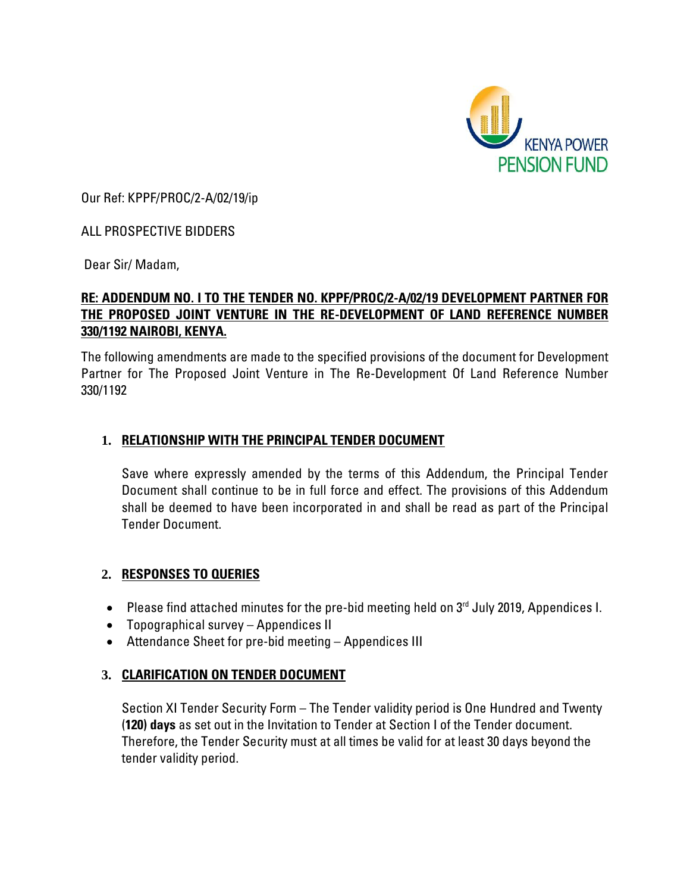KENYA POWER PENSION FUND

Our Ref: KPPF/PROC/2-A/02/19/ip

ALL PROSPECTIVE BIDDERS

Dear Sir/ Madam,

**RE: ADDENDUM NO. I TO THE TENDER NO. KPPF/PROC/2-A/02/19 DEVELOPMENT PARTNER FOR THE PROPOSED JOINT VENTURE IN THE RE-DEVELOPMENT OF LAND REFERENCE NUMBER 330/1192 NAIROBI, KENYA.**

The following amendments are made to the specified provisions of the document for Development Partner for The Proposed Joint Venture in The Re-Development Of Land Reference Number 330/1192

## 1. RELATIONSHIP WITH THE PRINCIPAL TENDER DOCUMENT

Save where expressly amended by the terms of this Addendum, the Principal Tender Document shall continue to be in full force and effect. The provisions of this Addendum shall be deemed to have been incorporated in and shall be read as part of the Principal Tender Document.

## 2. RESPONSES TO QUERIES

- Please find attached minutes for the pre-bid meeting held on 3rd July 2019, Appendices I.
- Topographical survey – Appendices II
- Attendance Sheet for pre-bid meeting – Appendices III

## 3. CLARIFICATION ON TENDER DOCUMENT

Section XI Tender Security Form – The Tender validity period is One Hundred and Twenty (**120) days** as set out in the Invitation to Tender at Section I of the Tender document. Therefore, the Tender Security must at all times be valid for at least 30 days beyond the tender validity period.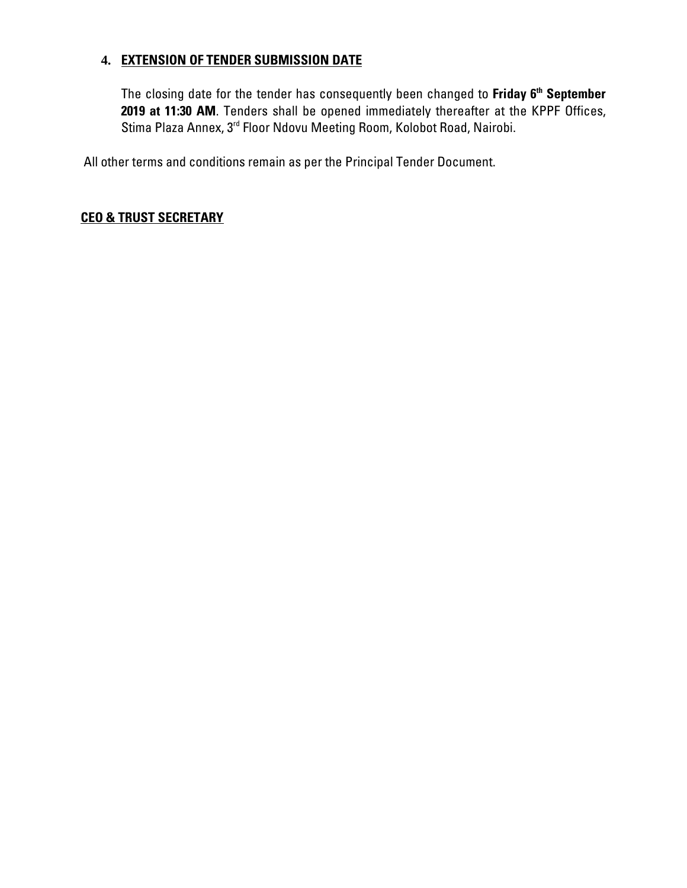## 4. EXTENSION OF TENDER SUBMISSION DATE

The closing date for the tender has consequently been changed to **Friday 6th September 2019 at 11:30 AM**. Tenders shall be opened immediately thereafter at the KPPF Offices, Stima Plaza Annex, 3rd Floor Ndovu Meeting Room, Kolobot Road, Nairobi.

All other terms and conditions remain as per the Principal Tender Document.

**CEO & TRUST SECRETARY**